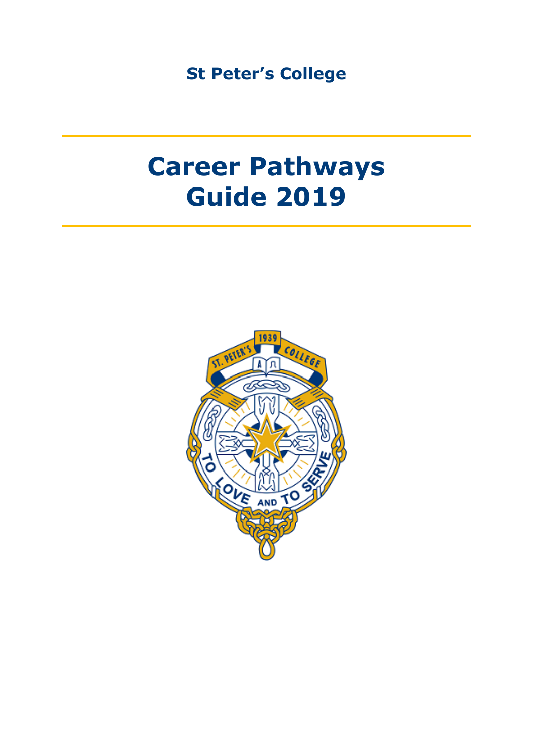**St Peter's College**

# Career Pathways Guide 2019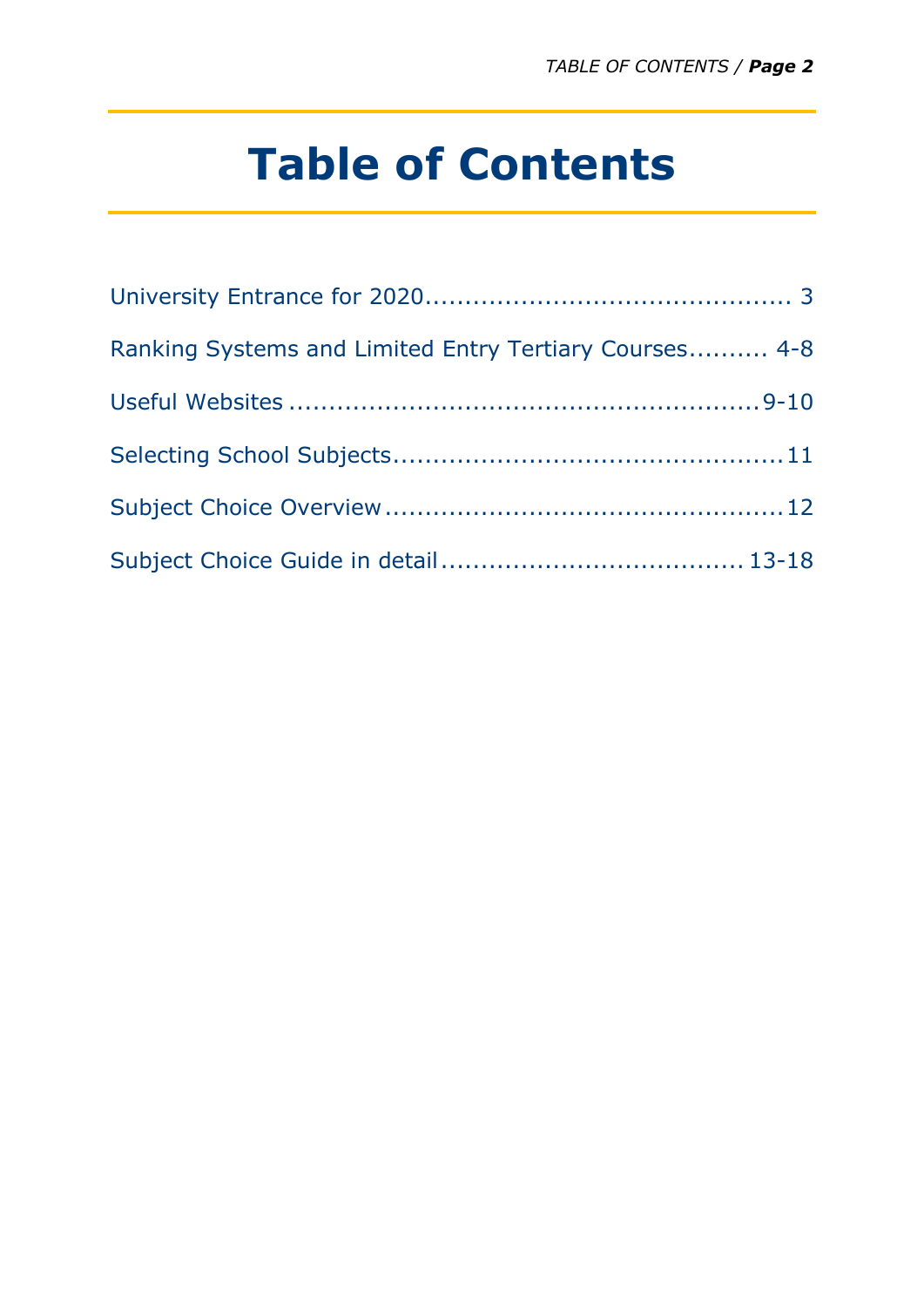# Table of Contents

University Entrance for 2020............................................. 3

Ranking Systems and Limited Entry Tertiary Courses.......... 4-8

Useful Websites .........................................................9-10

Selecting School Subjects................................................11

Subject Choice Overview.................................................12

Subject Choice Guide in detail..................................... 13-18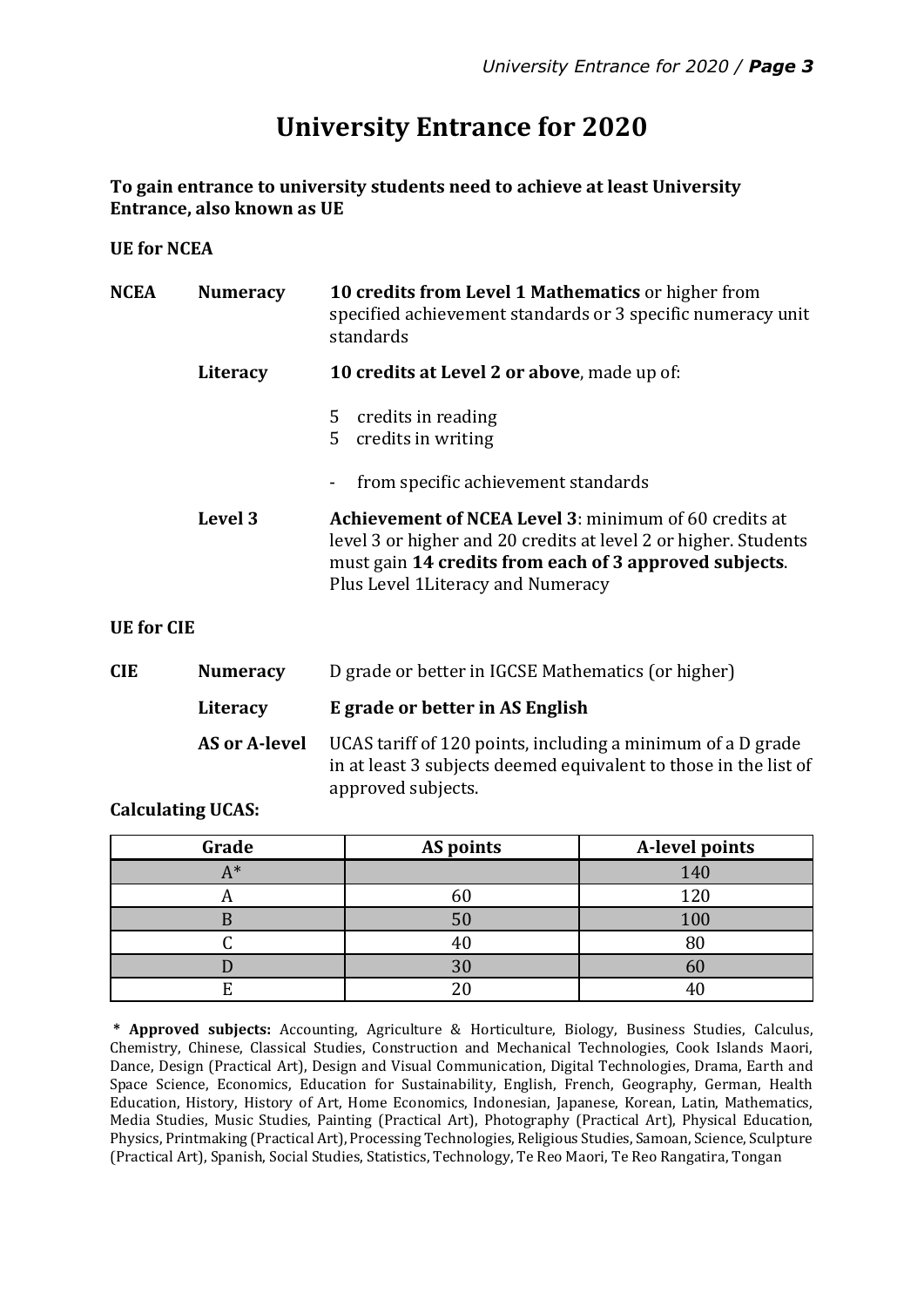# University Entrance for 2020

**To gain entrance to university students need to achieve at least University Entrance, also known as UE**

**UE for NCEA**

| | | |
|---|---|---|
| **NCEA** | **Numeracy** | **10 credits from Level 1 Mathematics** or higher from specified achievement standards or 3 specific numeracy unit standards |
| | **Literacy** | **10 credits at Level 2 or above**, made up of: 5 credits in reading; 5 credits in writing; - from specific achievement standards |
| | **Level 3** | **Achievement of NCEA Level 3**: minimum of 60 credits at level 3 or higher and 20 credits at level 2 or higher. Students must gain **14 credits from each of 3 approved subjects**. Plus Level 1Literacy and Numeracy |

**UE for CIE**

| | | |
|---|---|---|
| **CIE** | **Numeracy** | D grade or better in IGCSE Mathematics (or higher) |
| | **Literacy** | **E grade or better in AS English** |
| | **AS or A-level** | UCAS tariff of 120 points, including a minimum of a D grade in at least 3 subjects deemed equivalent to those in the list of approved subjects. |

**Calculating UCAS:**

| Grade | AS points | A-level points |
|---|---|---|
| A* | | 140 |
| A | 60 | 120 |
| B | 50 | 100 |
| C | 40 | 80 |
| D | 30 | 60 |
| E | 20 | 40 |

**\* Approved subjects:** Accounting, Agriculture & Horticulture, Biology, Business Studies, Calculus, Chemistry, Chinese, Classical Studies, Construction and Mechanical Technologies, Cook Islands Maori, Dance, Design (Practical Art), Design and Visual Communication, Digital Technologies, Drama, Earth and Space Science, Economics, Education for Sustainability, English, French, Geography, German, Health Education, History, History of Art, Home Economics, Indonesian, Japanese, Korean, Latin, Mathematics, Media Studies, Music Studies, Painting (Practical Art), Photography (Practical Art), Physical Education, Physics, Printmaking (Practical Art), Processing Technologies, Religious Studies, Samoan, Science, Sculpture (Practical Art), Spanish, Social Studies, Statistics, Technology, Te Reo Maori, Te Reo Rangatira, Tongan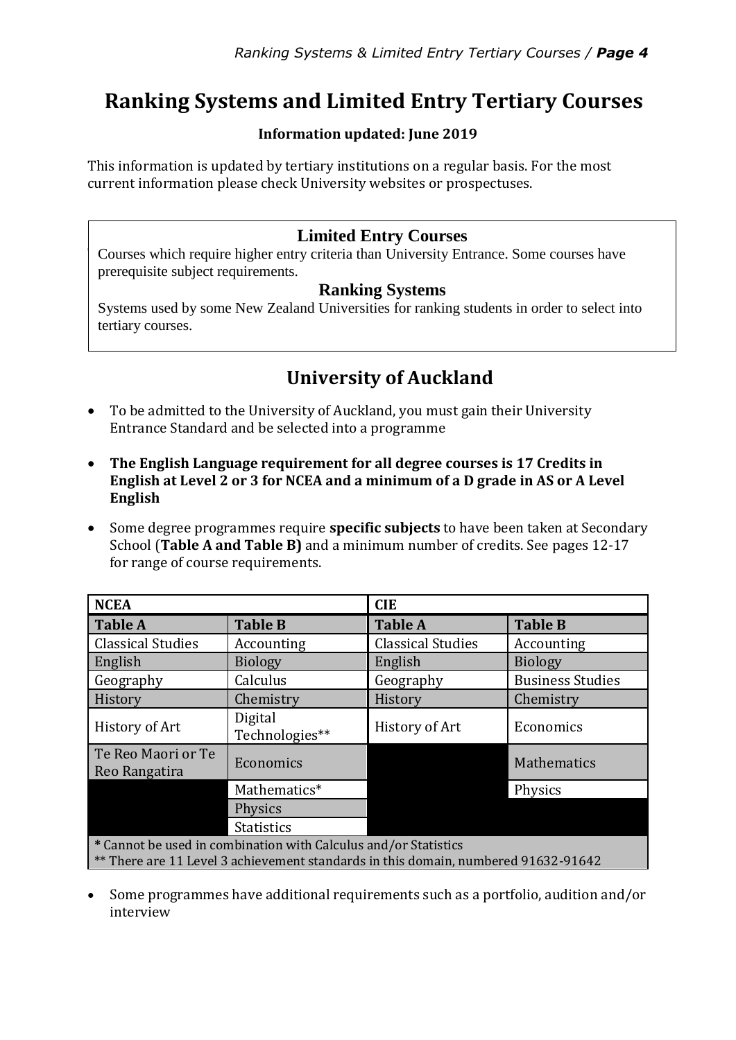# Ranking Systems and Limited Entry Tertiary Courses

**Information updated: June 2019**

This information is updated by tertiary institutions on a regular basis. For the most current information please check University websites or prospectuses.

> **Limited Entry Courses**
>
> Courses which require higher entry criteria than University Entrance. Some courses have prerequisite subject requirements.
>
> **Ranking Systems**
>
> Systems used by some New Zealand Universities for ranking students in order to select into tertiary courses.

## University of Auckland

- To be admitted to the University of Auckland, you must gain their University Entrance Standard and be selected into a programme
- **The English Language requirement for all degree courses is 17 Credits in English at Level 2 or 3 for NCEA and a minimum of a D grade in AS or A Level English**
- Some degree programmes require **specific subjects** to have been taken at Secondary School (**Table A and Table B)** and a minimum number of credits. See pages 12-17 for range of course requirements.

| NCEA | | CIE | |
|---|---|---|---|
| **Table A** | **Table B** | **Table A** | **Table B** |
| Classical Studies | Accounting | Classical Studies | Accounting |
| English | Biology | English | Biology |
| Geography | Calculus | Geography | Business Studies |
| History | Chemistry | History | Chemistry |
| History of Art | Digital Technologies** | History of Art | Economics |
| Te Reo Maori or Te Reo Rangatira | Economics | | Mathematics |
| | Mathematics* | | Physics |
| | Physics | | |
| | Statistics | | |

\* Cannot be used in combination with Calculus and/or Statistics
** There are 11 Level 3 achievement standards in this domain, numbered 91632-91642

- Some programmes have additional requirements such as a portfolio, audition and/or interview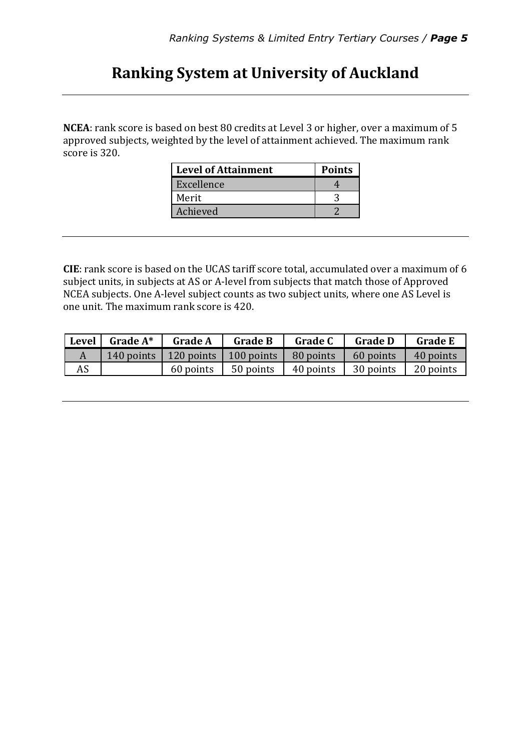# Ranking System at University of Auckland

**NCEA**: rank score is based on best 80 credits at Level 3 or higher, over a maximum of 5 approved subjects, weighted by the level of attainment achieved. The maximum rank score is 320.

| Level of Attainment | Points |
|---|---|
| Excellence | 4 |
| Merit | 3 |
| Achieved | 2 |

**CIE**: rank score is based on the UCAS tariff score total, accumulated over a maximum of 6 subject units, in subjects at AS or A-level from subjects that match those of Approved NCEA subjects. One A-level subject counts as two subject units, where one AS Level is one unit. The maximum rank score is 420.

| Level | Grade A* | Grade A | Grade B | Grade C | Grade D | Grade E |
|---|---|---|---|---|---|---|
| A | 140 points | 120 points | 100 points | 80 points | 60 points | 40 points |
| AS | | 60 points | 50 points | 40 points | 30 points | 20 points |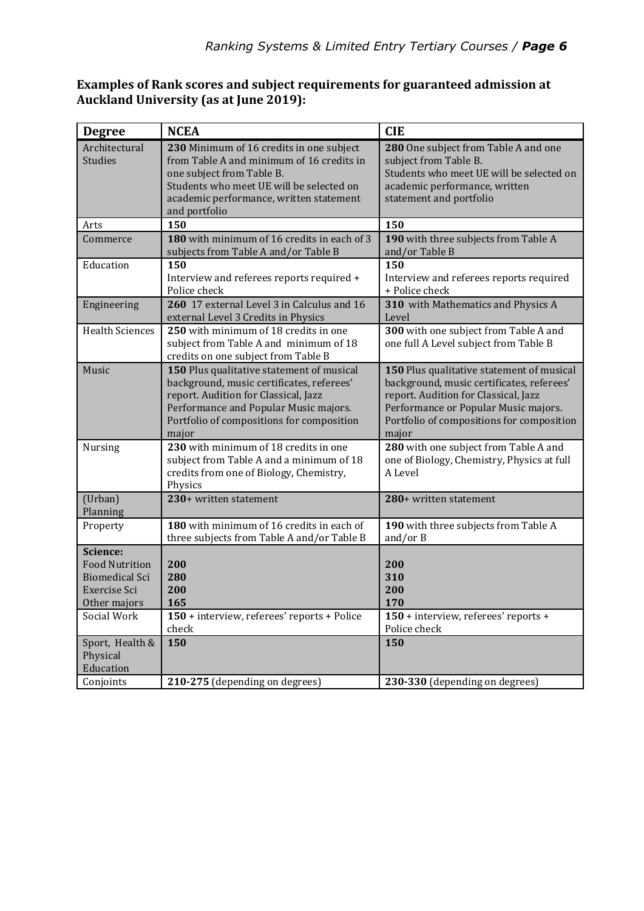**Examples of Rank scores and subject requirements for guaranteed admission at Auckland University (as at June 2019):**

| Degree | NCEA | CIE |
|---|---|---|
| Architectural Studies | **230** Minimum of 16 credits in one subject from Table A and minimum of 16 credits in one subject from Table B. Students who meet UE will be selected on academic performance, written statement and portfolio | **280** One subject from Table A and one subject from Table B. Students who meet UE will be selected on academic performance, written statement and portfolio |
| Arts | **150** | **150** |
| Commerce | **180** with minimum of 16 credits in each of 3 subjects from Table A and/or Table B | **190** with three subjects from Table A and/or Table B |
| Education | **150** Interview and referees reports required + Police check | **150** Interview and referees reports required + Police check |
| Engineering | **260** 17 external Level 3 in Calculus and 16 external Level 3 Credits in Physics | **310** with Mathematics and Physics A Level |
| Health Sciences | **250** with minimum of 18 credits in one subject from Table A and minimum of 18 credits on one subject from Table B | **300** with one subject from Table A and one full A Level subject from Table B |
| Music | **150** Plus qualitative statement of musical background, music certificates, referees' report. Audition for Classical, Jazz Performance and Popular Music majors. Portfolio of compositions for composition major | **150** Plus qualitative statement of musical background, music certificates, referees' report. Audition for Classical, Jazz Performance or Popular Music majors. Portfolio of compositions for composition major |
| Nursing | **230** with minimum of 18 credits in one subject from Table A and a minimum of 18 credits from one of Biology, Chemistry, Physics | **280** with one subject from Table A and one of Biology, Chemistry, Physics at full A Level |
| (Urban) Planning | **230**+ written statement | **280**+ written statement |
| Property | **180** with minimum of 16 credits in each of three subjects from Table A and/or Table B | **190** with three subjects from Table A and/or B |
| **Science:** | | |
| Food Nutrition | **200** | **200** |
| Biomedical Sci | **280** | **310** |
| Exercise Sci | **200** | **200** |
| Other majors | **165** | **170** |
| Social Work | **150** + interview, referees' reports + Police check | **150** + interview, referees' reports + Police check |
| Sport, Health & Physical Education | **150** | **150** |
| Conjoints | **210-275** (depending on degrees) | **230-330** (depending on degrees) |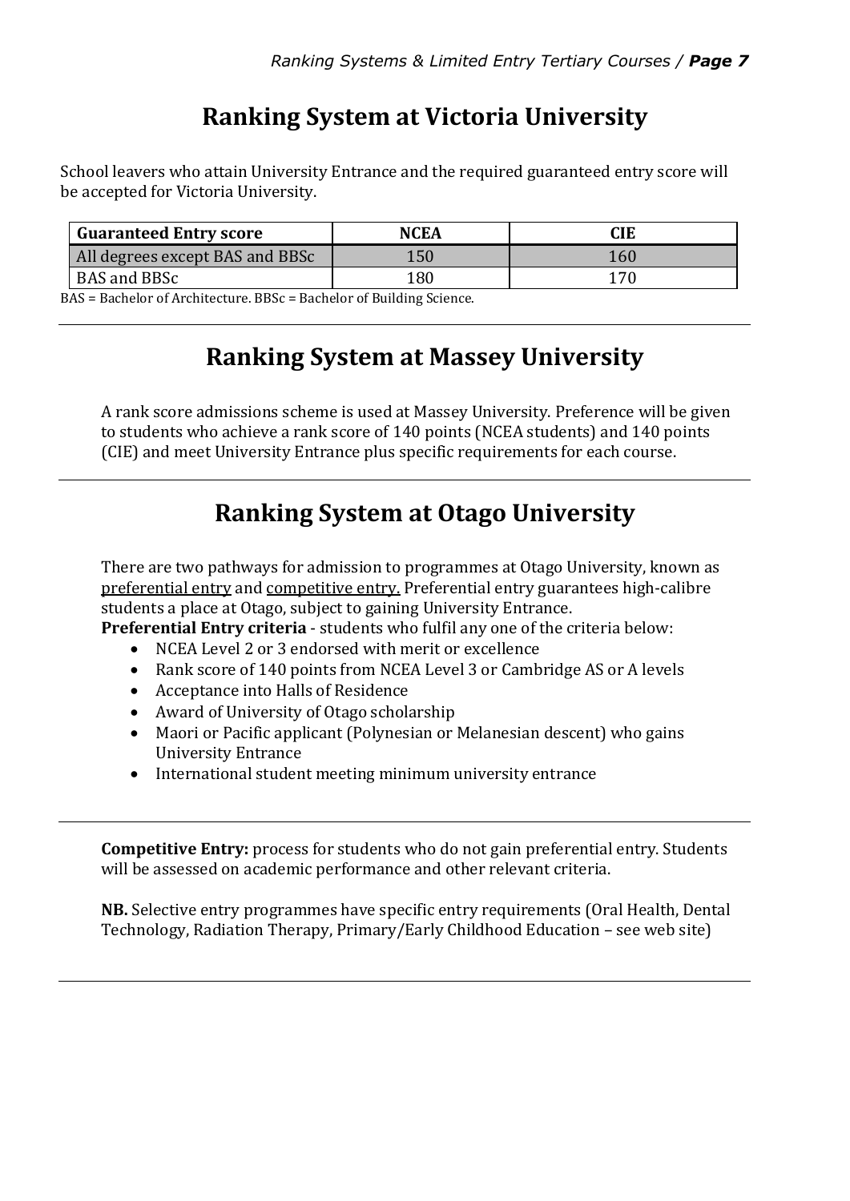## Ranking System at Victoria University

School leavers who attain University Entrance and the required guaranteed entry score will be accepted for Victoria University.

| Guaranteed Entry score | NCEA | CIE |
|---|---|---|
| All degrees except BAS and BBSc | 150 | 160 |
| BAS and BBSc | 180 | 170 |

BAS = Bachelor of Architecture. BBSc = Bachelor of Building Science.

---

## Ranking System at Massey University

A rank score admissions scheme is used at Massey University. Preference will be given to students who achieve a rank score of 140 points (NCEA students) and 140 points (CIE) and meet University Entrance plus specific requirements for each course.

---

## Ranking System at Otago University

There are two pathways for admission to programmes at Otago University, known as <u>preferential entry</u> and <u>competitive entry.</u> Preferential entry guarantees high-calibre students a place at Otago, subject to gaining University Entrance.

**Preferential Entry criteria** - students who fulfil any one of the criteria below:

- NCEA Level 2 or 3 endorsed with merit or excellence
- Rank score of 140 points from NCEA Level 3 or Cambridge AS or A levels
- Acceptance into Halls of Residence
- Award of University of Otago scholarship
- Maori or Pacific applicant (Polynesian or Melanesian descent) who gains University Entrance
- International student meeting minimum university entrance

---

**Competitive Entry:** process for students who do not gain preferential entry. Students will be assessed on academic performance and other relevant criteria.

**NB.** Selective entry programmes have specific entry requirements (Oral Health, Dental Technology, Radiation Therapy, Primary/Early Childhood Education – see web site)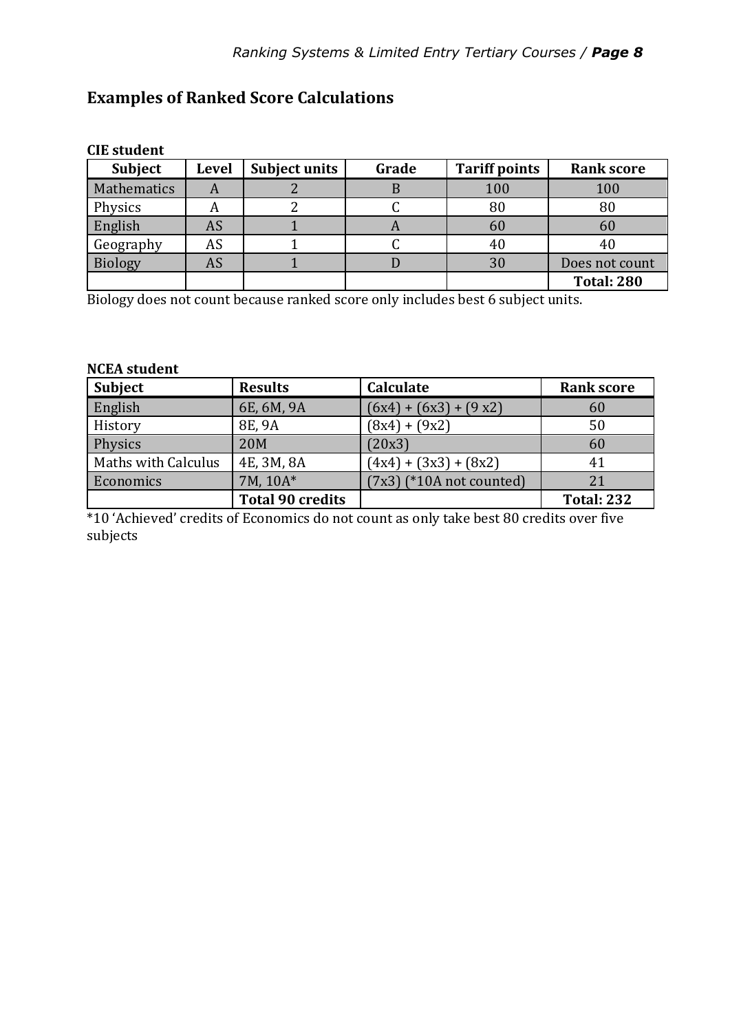## Examples of Ranked Score Calculations

**CIE student**

| Subject | Level | Subject units | Grade | Tariff points | Rank score |
|---|---|---|---|---|---|
| Mathematics | A | 2 | B | 100 | 100 |
| Physics | A | 2 | C | 80 | 80 |
| English | AS | 1 | A | 60 | 60 |
| Geography | AS | 1 | C | 40 | 40 |
| Biology | AS | 1 | D | 30 | Does not count |
| | | | | | **Total: 280** |

Biology does not count because ranked score only includes best 6 subject units.

**NCEA student**

| Subject | Results | Calculate | Rank score |
|---|---|---|---|
| English | 6E, 6M, 9A | (6x4) + (6x3) + (9 x2) | 60 |
| History | 8E, 9A | (8x4) + (9x2) | 50 |
| Physics | 20M | (20x3) | 60 |
| Maths with Calculus | 4E, 3M, 8A | (4x4) + (3x3) + (8x2) | 41 |
| Economics | 7M, 10A* | (7x3) (*10A not counted) | 21 |
| | **Total 90 credits** | | **Total: 232** |

*10 'Achieved' credits of Economics do not count as only take best 80 credits over five subjects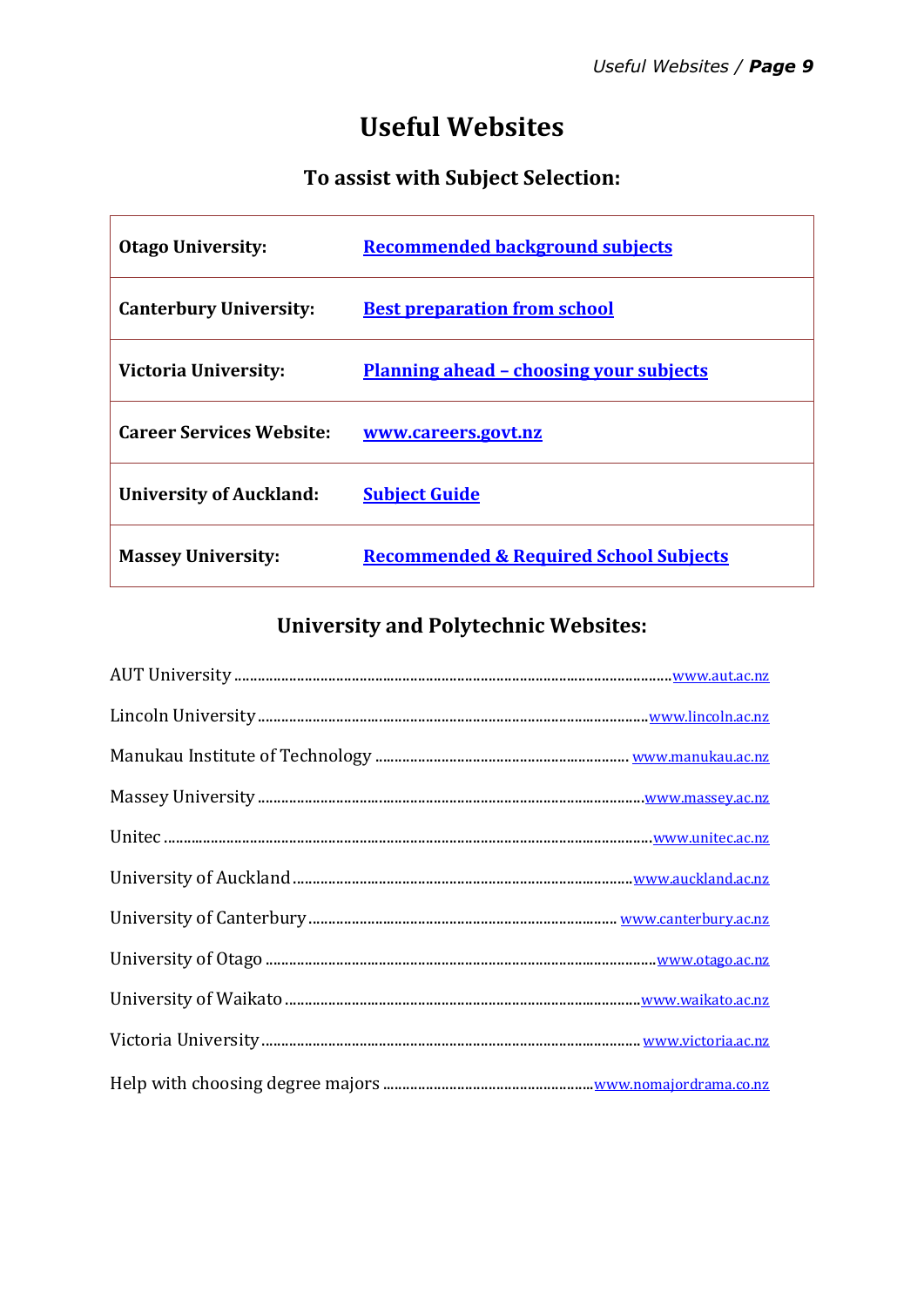# Useful Websites

## To assist with Subject Selection:

| | |
|---|---|
| **Otago University:** | **Recommended background subjects** |
| **Canterbury University:** | **Best preparation from school** |
| **Victoria University:** | **Planning ahead – choosing your subjects** |
| **Career Services Website:** | **www.careers.govt.nz** |
| **University of Auckland:** | **Subject Guide** |
| **Massey University:** | **Recommended & Required School Subjects** |

## University and Polytechnic Websites:

AUT University ........................................ www.aut.ac.nz

Lincoln University ........................................ www.lincoln.ac.nz

Manukau Institute of Technology ........................................ www.manukau.ac.nz

Massey University ........................................ www.massey.ac.nz

Unitec ........................................ www.unitec.ac.nz

University of Auckland ........................................ www.auckland.ac.nz

University of Canterbury ........................................ www.canterbury.ac.nz

University of Otago ........................................ www.otago.ac.nz

University of Waikato ........................................ www.waikato.ac.nz

Victoria University ........................................ www.victoria.ac.nz

Help with choosing degree majors ........................................ www.nomajordrama.co.nz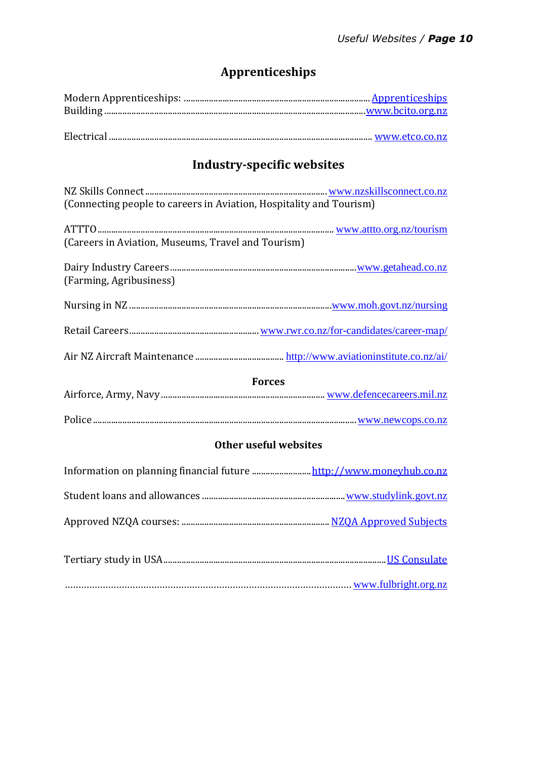## Apprenticeships

Modern Apprenticeships: .................................................................................. Apprenticeships
Building ........................................................................................................... www.bcito.org.nz

Electrical ........................................................................................................... www.etco.co.nz

## Industry-specific websites

NZ Skills Connect ................................................................................ www.nzskillsconnect.co.nz
(Connecting people to careers in Aviation, Hospitality and Tourism)

ATTTO ........................................................................................................ www.attto.org.nz/tourism
(Careers in Aviation, Museums, Travel and Tourism)

Dairy Industry Careers ..................................................................................... www.getahead.co.nz
(Farming, Agribusiness)

Nursing in NZ ........................................................................................... www.moh.govt.nz/nursing

Retail Careers ......................................................... www.rwr.co.nz/for-candidates/career-map/

Air NZ Aircraft Maintenance ....................................... http://www.aviationinstitute.co.nz/ai/

### Forces

Airforce, Army, Navy ........................................................................ www.defencecareers.mil.nz

Police ..................................................................................................................... www.newcops.co.nz

### Other useful websites

Information on planning financial future .......................... http://www.moneyhub.co.nz

Student loans and allowances ................................................................ www.studylink.govt.nz

Approved NZQA courses: ................................................................... NZQA Approved Subjects

Tertiary study in USA ........................................................................................... US Consulate

.......................................................................................................... www.fulbright.org.nz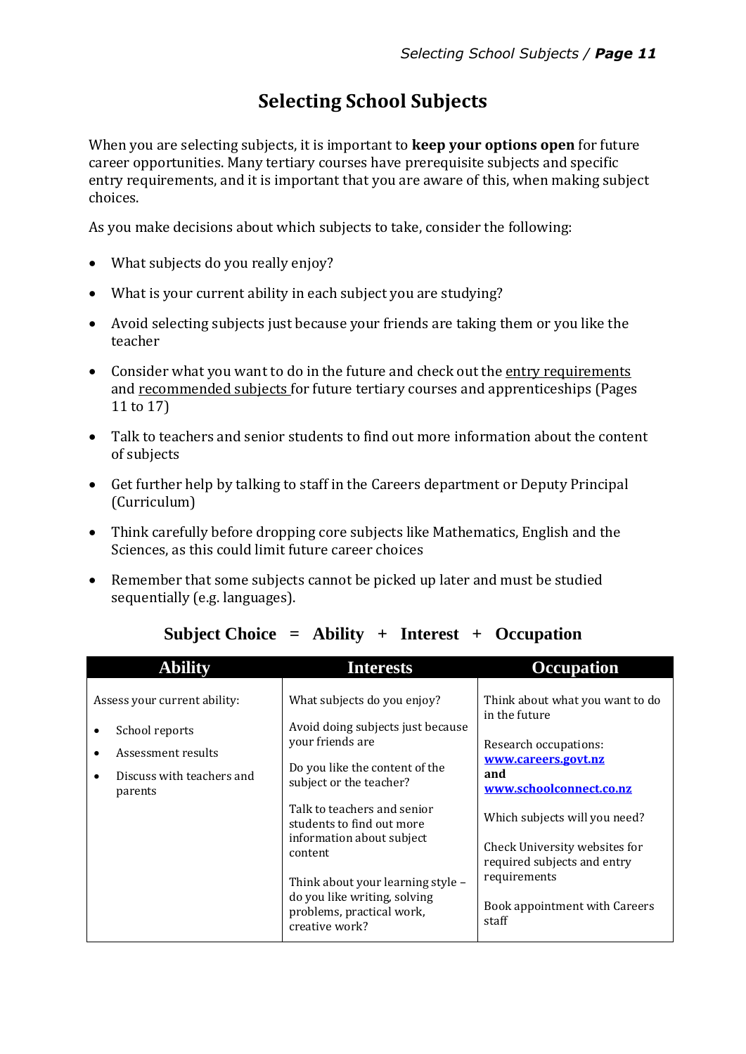# Selecting School Subjects

When you are selecting subjects, it is important to **keep your options open** for future career opportunities. Many tertiary courses have prerequisite subjects and specific entry requirements, and it is important that you are aware of this, when making subject choices.

As you make decisions about which subjects to take, consider the following:

- What subjects do you really enjoy?
- What is your current ability in each subject you are studying?
- Avoid selecting subjects just because your friends are taking them or you like the teacher
- Consider what you want to do in the future and check out the entry requirements and recommended subjects for future tertiary courses and apprenticeships (Pages 11 to 17)
- Talk to teachers and senior students to find out more information about the content of subjects
- Get further help by talking to staff in the Careers department or Deputy Principal (Curriculum)
- Think carefully before dropping core subjects like Mathematics, English and the Sciences, as this could limit future career choices
- Remember that some subjects cannot be picked up later and must be studied sequentially (e.g. languages).

**Subject Choice = Ability + Interest + Occupation**

| Ability | Interests | Occupation |
|---|---|---|
| Assess your current ability:<br>• School reports<br>• Assessment results<br>• Discuss with teachers and parents | What subjects do you enjoy?<br><br>Avoid doing subjects just because your friends are<br><br>Do you like the content of the subject or the teacher?<br><br>Talk to teachers and senior students to find out more information about subject content<br><br>Think about your learning style – do you like writing, solving problems, practical work, creative work? | Think about what you want to do in the future<br><br>Research occupations: **www.careers.govt.nz** **and** **www.schoolconnect.co.nz**<br><br>Which subjects will you need?<br><br>Check University websites for required subjects and entry requirements<br><br>Book appointment with Careers staff |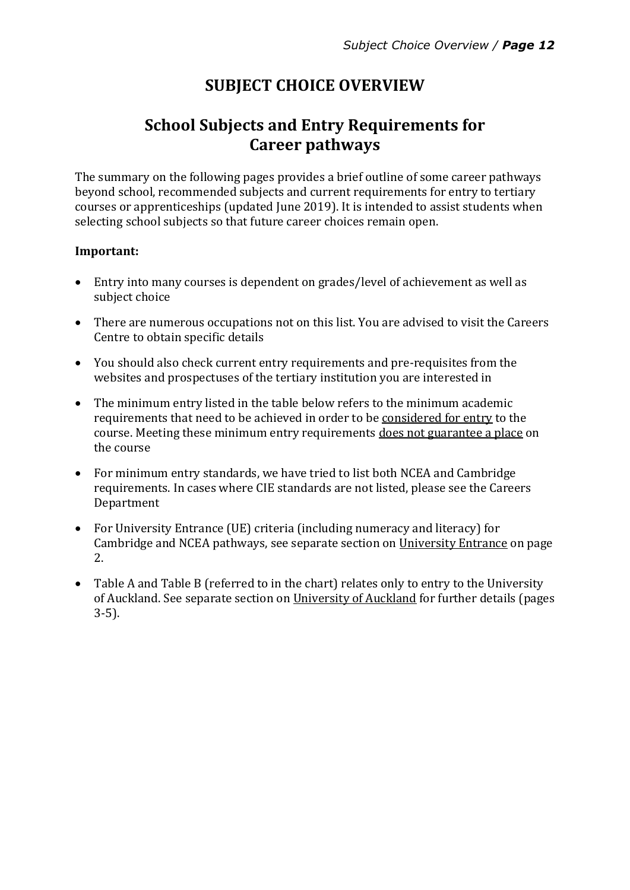# SUBJECT CHOICE OVERVIEW

## School Subjects and Entry Requirements for Career pathways

The summary on the following pages provides a brief outline of some career pathways beyond school, recommended subjects and current requirements for entry to tertiary courses or apprenticeships (updated June 2019). It is intended to assist students when selecting school subjects so that future career choices remain open.

**Important:**

- Entry into many courses is dependent on grades/level of achievement as well as subject choice
- There are numerous occupations not on this list. You are advised to visit the Careers Centre to obtain specific details
- You should also check current entry requirements and pre-requisites from the websites and prospectuses of the tertiary institution you are interested in
- The minimum entry listed in the table below refers to the minimum academic requirements that need to be achieved in order to be considered for entry to the course. Meeting these minimum entry requirements does not guarantee a place on the course
- For minimum entry standards, we have tried to list both NCEA and Cambridge requirements. In cases where CIE standards are not listed, please see the Careers Department
- For University Entrance (UE) criteria (including numeracy and literacy) for Cambridge and NCEA pathways, see separate section on University Entrance on page 2.
- Table A and Table B (referred to in the chart) relates only to entry to the University of Auckland. See separate section on University of Auckland for further details (pages 3-5).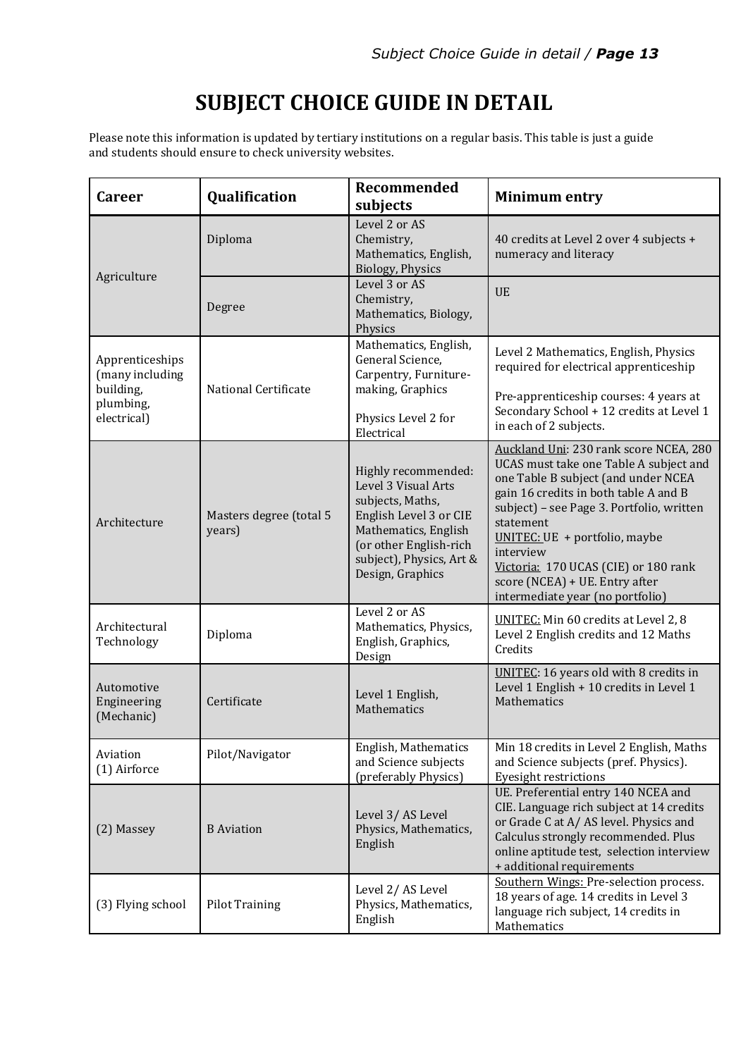# SUBJECT CHOICE GUIDE IN DETAIL

Please note this information is updated by tertiary institutions on a regular basis. This table is just a guide and students should ensure to check university websites.

| Career | Qualification | Recommended subjects | Minimum entry |
|---|---|---|---|
| Agriculture | Diploma | Level 2 or AS Chemistry, Mathematics, English, Biology, Physics | 40 credits at Level 2 over 4 subjects + numeracy and literacy |
| | Degree | Level 3 or AS Chemistry, Mathematics, Biology, Physics | UE |
| Apprenticeships (many including building, plumbing, electrical) | National Certificate | Mathematics, English, General Science, Carpentry, Furniture-making, Graphics<br><br>Physics Level 2 for Electrical | Level 2 Mathematics, English, Physics required for electrical apprenticeship<br><br>Pre-apprenticeship courses: 4 years at Secondary School + 12 credits at Level 1 in each of 2 subjects. |
| Architecture | Masters degree (total 5 years) | Highly recommended: Level 3 Visual Arts subjects, Maths, English Level 3 or CIE Mathematics, English (or other English-rich subject), Physics, Art & Design, Graphics | Auckland Uni: 230 rank score NCEA, 280 UCAS must take one Table A subject and one Table B subject (and under NCEA gain 16 credits in both table A and B subject) – see Page 3. Portfolio, written statement<br>UNITEC: UE + portfolio, maybe interview<br>Victoria: 170 UCAS (CIE) or 180 rank score (NCEA) + UE. Entry after intermediate year (no portfolio) |
| Architectural Technology | Diploma | Level 2 or AS Mathematics, Physics, English, Graphics, Design | UNITEC: Min 60 credits at Level 2, 8 Level 2 English credits and 12 Maths Credits |
| Automotive Engineering (Mechanic) | Certificate | Level 1 English, Mathematics | UNITEC: 16 years old with 8 credits in Level 1 English + 10 credits in Level 1 Mathematics |
| Aviation (1) Airforce | Pilot/Navigator | English, Mathematics and Science subjects (preferably Physics) | Min 18 credits in Level 2 English, Maths and Science subjects (pref. Physics). Eyesight restrictions |
| (2) Massey | B Aviation | Level 3/ AS Level Physics, Mathematics, English | UE. Preferential entry 140 NCEA and CIE. Language rich subject at 14 credits or Grade C at A/ AS level. Physics and Calculus strongly recommended. Plus online aptitude test, selection interview + additional requirements |
| (3) Flying school | Pilot Training | Level 2/ AS Level Physics, Mathematics, English | Southern Wings: Pre-selection process. 18 years of age. 14 credits in Level 3 language rich subject, 14 credits in Mathematics |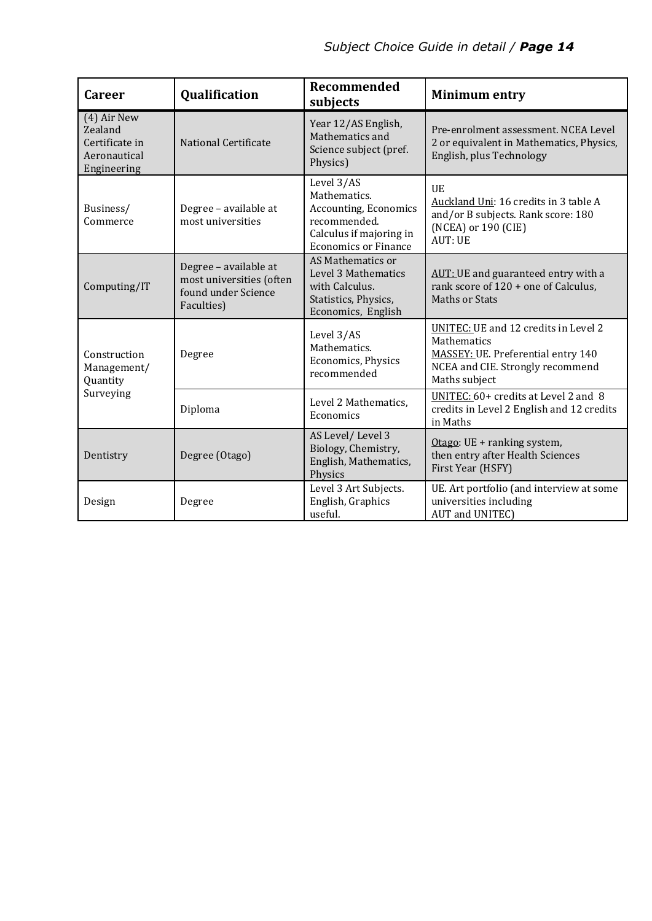| Career | Qualification | Recommended subjects | Minimum entry |
|---|---|---|---|
| (4) Air New Zealand Certificate in Aeronautical Engineering | National Certificate | Year 12/AS English, Mathematics and Science subject (pref. Physics) | Pre-enrolment assessment. NCEA Level 2 or equivalent in Mathematics, Physics, English, plus Technology |
| Business/ Commerce | Degree – available at most universities | Level 3/AS Mathematics. Accounting, Economics recommended. Calculus if majoring in Economics or Finance | UE<br>Auckland Uni: 16 credits in 3 table A and/or B subjects. Rank score: 180 (NCEA) or 190 (CIE)<br>AUT: UE |
| Computing/IT | Degree – available at most universities (often found under Science Faculties) | AS Mathematics or Level 3 Mathematics with Calculus. Statistics, Physics, Economics, English | AUT: UE and guaranteed entry with a rank score of 120 + one of Calculus, Maths or Stats |
| Construction Management/ Quantity Surveying | Degree | Level 3/AS Mathematics. Economics, Physics recommended | UNITEC: UE and 12 credits in Level 2 Mathematics<br>MASSEY: UE. Preferential entry 140 NCEA and CIE. Strongly recommend Maths subject |
| | Diploma | Level 2 Mathematics, Economics | UNITEC: 60+ credits at Level 2 and 8 credits in Level 2 English and 12 credits in Maths |
| Dentistry | Degree (Otago) | AS Level/ Level 3 Biology, Chemistry, English, Mathematics, Physics | Otago: UE + ranking system, then entry after Health Sciences First Year (HSFY) |
| Design | Degree | Level 3 Art Subjects. English, Graphics useful. | UE. Art portfolio (and interview at some universities including AUT and UNITEC) |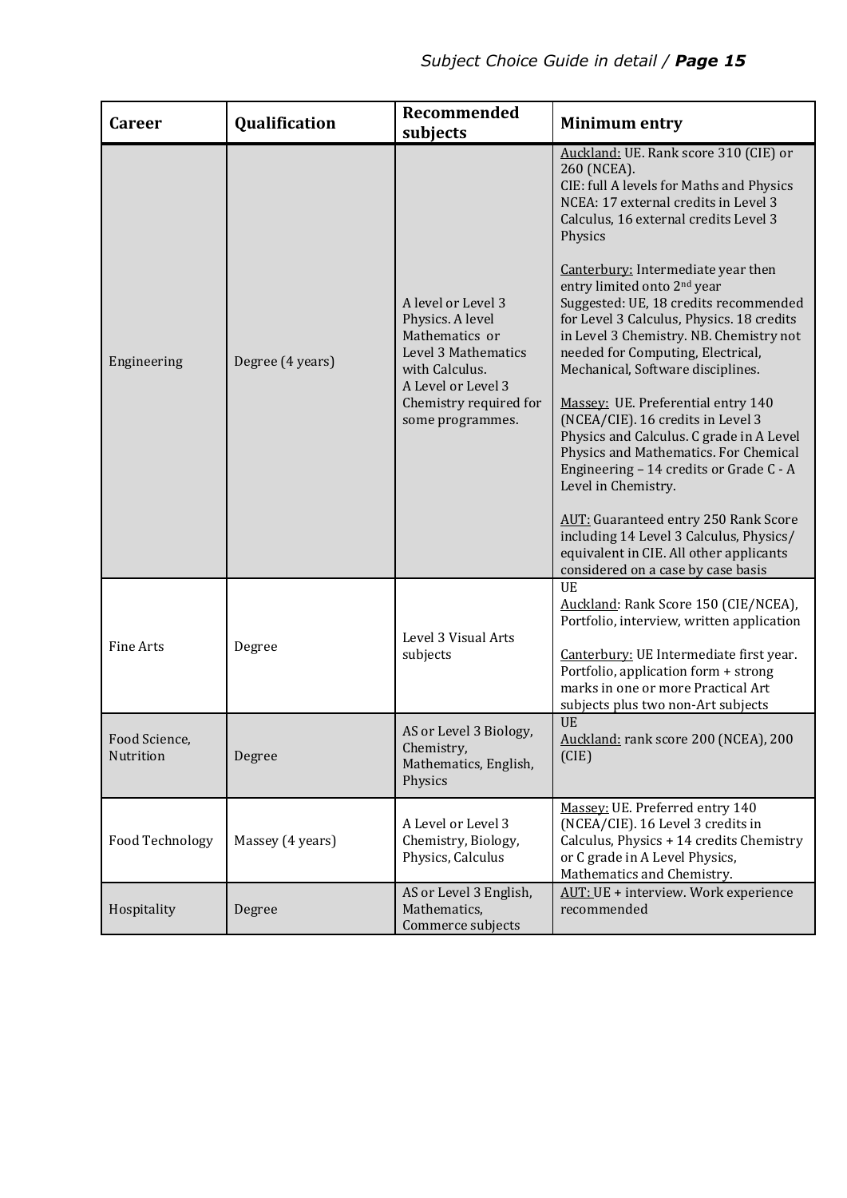| Career | Qualification | Recommended subjects | Minimum entry |
|---|---|---|---|
| Engineering | Degree (4 years) | A level or Level 3 Physics. A level Mathematics or Level 3 Mathematics with Calculus. A Level or Level 3 Chemistry required for some programmes. | Auckland: UE. Rank score 310 (CIE) or 260 (NCEA). CIE: full A levels for Maths and Physics NCEA: 17 external credits in Level 3 Calculus, 16 external credits Level 3 Physics<br><br>Canterbury: Intermediate year then entry limited onto 2nd year Suggested: UE, 18 credits recommended for Level 3 Calculus, Physics. 18 credits in Level 3 Chemistry. NB. Chemistry not needed for Computing, Electrical, Mechanical, Software disciplines.<br><br>Massey: UE. Preferential entry 140 (NCEA/CIE). 16 credits in Level 3 Physics and Calculus. C grade in A Level Physics and Mathematics. For Chemical Engineering – 14 credits or Grade C - A Level in Chemistry.<br><br>AUT: Guaranteed entry 250 Rank Score including 14 Level 3 Calculus, Physics/ equivalent in CIE. All other applicants considered on a case by case basis |
| Fine Arts | Degree | Level 3 Visual Arts subjects | UE<br>Auckland: Rank Score 150 (CIE/NCEA), Portfolio, interview, written application<br><br>Canterbury: UE Intermediate first year. Portfolio, application form + strong marks in one or more Practical Art subjects plus two non-Art subjects |
| Food Science, Nutrition | Degree | AS or Level 3 Biology, Chemistry, Mathematics, English, Physics | UE<br>Auckland: rank score 200 (NCEA), 200 (CIE) |
| Food Technology | Massey (4 years) | A Level or Level 3 Chemistry, Biology, Physics, Calculus | Massey: UE. Preferred entry 140 (NCEA/CIE). 16 Level 3 credits in Calculus, Physics + 14 credits Chemistry or C grade in A Level Physics, Mathematics and Chemistry. |
| Hospitality | Degree | AS or Level 3 English, Mathematics, Commerce subjects | AUT: UE + interview. Work experience recommended |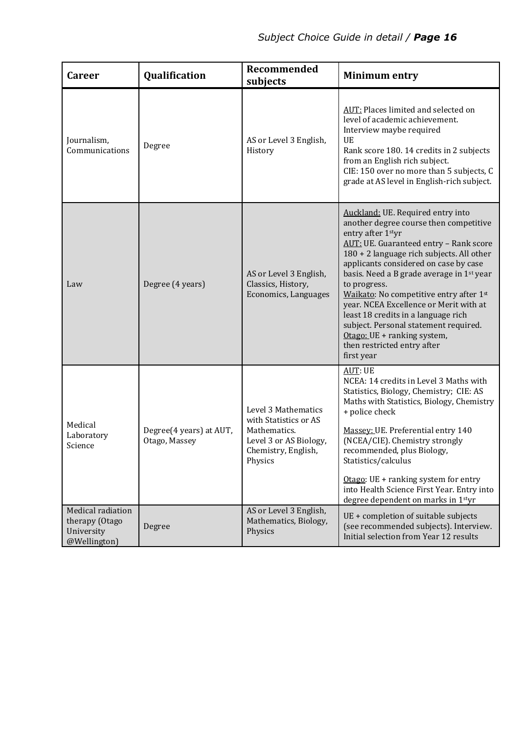| Career | Qualification | Recommended subjects | Minimum entry |
|---|---|---|---|
| Journalism, Communications | Degree | AS or Level 3 English, History | AUT: Places limited and selected on level of academic achievement. Interview maybe required<br>UE<br>Rank score 180. 14 credits in 2 subjects from an English rich subject.<br>CIE: 150 over no more than 5 subjects, C grade at AS level in English-rich subject. |
| Law | Degree (4 years) | AS or Level 3 English, Classics, History, Economics, Languages | Auckland: UE. Required entry into another degree course then competitive entry after 1st yr<br>AUT: UE. Guaranteed entry – Rank score 180 + 2 language rich subjects. All other applicants considered on case by case basis. Need a B grade average in 1st year to progress.<br>Waikato: No competitive entry after 1st year. NCEA Excellence or Merit with at least 18 credits in a language rich subject. Personal statement required.<br>Otago: UE + ranking system, then restricted entry after first year |
| Medical Laboratory Science | Degree(4 years) at AUT, Otago, Massey | Level 3 Mathematics with Statistics or AS Mathematics.<br>Level 3 or AS Biology, Chemistry, English, Physics | AUT: UE<br>NCEA: 14 credits in Level 3 Maths with Statistics, Biology, Chemistry; CIE: AS Maths with Statistics, Biology, Chemistry + police check<br>Massey: UE. Preferential entry 140 (NCEA/CIE). Chemistry strongly recommended, plus Biology, Statistics/calculus<br>Otago: UE + ranking system for entry into Health Science First Year. Entry into degree dependent on marks in 1st yr |
| Medical radiation therapy (Otago University @Wellington) | Degree | AS or Level 3 English, Mathematics, Biology, Physics | UE + completion of suitable subjects (see recommended subjects). Interview. Initial selection from Year 12 results |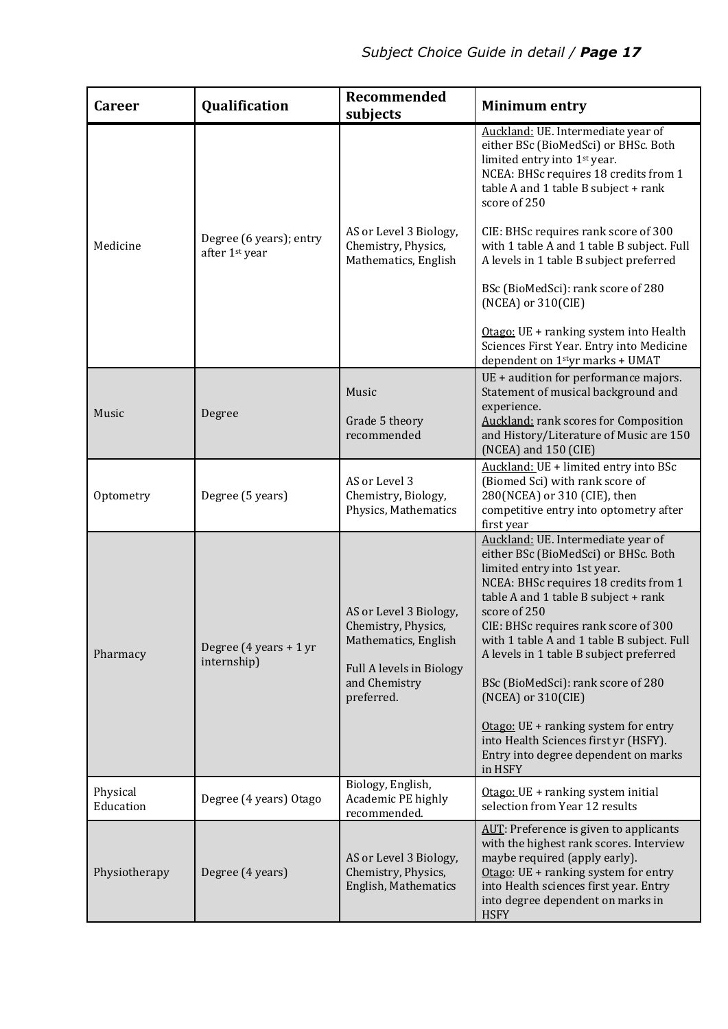| Career | Qualification | Recommended subjects | Minimum entry |
|---|---|---|---|
| Medicine | Degree (6 years); entry after 1st year | AS or Level 3 Biology, Chemistry, Physics, Mathematics, English | Auckland: UE. Intermediate year of either BSc (BioMedSci) or BHSc. Both limited entry into 1st year.<br>NCEA: BHSc requires 18 credits from 1 table A and 1 table B subject + rank score of 250<br><br>CIE: BHSc requires rank score of 300 with 1 table A and 1 table B subject. Full A levels in 1 table B subject preferred<br><br>BSc (BioMedSci): rank score of 280 (NCEA) or 310(CIE)<br><br>Otago: UE + ranking system into Health Sciences First Year. Entry into Medicine dependent on 1styr marks + UMAT |
| Music | Degree | Music<br><br>Grade 5 theory recommended | UE + audition for performance majors. Statement of musical background and experience.<br>Auckland: rank scores for Composition and History/Literature of Music are 150 (NCEA) and 150 (CIE) |
| Optometry | Degree (5 years) | AS or Level 3 Chemistry, Biology, Physics, Mathematics | Auckland: UE + limited entry into BSc (Biomed Sci) with rank score of 280(NCEA) or 310 (CIE), then competitive entry into optometry after first year |
| Pharmacy | Degree (4 years + 1 yr internship) | AS or Level 3 Biology, Chemistry, Physics, Mathematics, English<br><br>Full A levels in Biology and Chemistry preferred. | Auckland: UE. Intermediate year of either BSc (BioMedSci) or BHSc. Both limited entry into 1st year.<br>NCEA: BHSc requires 18 credits from 1 table A and 1 table B subject + rank score of 250<br>CIE: BHSc requires rank score of 300 with 1 table A and 1 table B subject. Full A levels in 1 table B subject preferred<br><br>BSc (BioMedSci): rank score of 280 (NCEA) or 310(CIE)<br><br>Otago: UE + ranking system for entry into Health Sciences first yr (HSFY). Entry into degree dependent on marks in HSFY |
| Physical Education | Degree (4 years) Otago | Biology, English, Academic PE highly recommended. | Otago: UE + ranking system initial selection from Year 12 results |
| Physiotherapy | Degree (4 years) | AS or Level 3 Biology, Chemistry, Physics, English, Mathematics | AUT: Preference is given to applicants with the highest rank scores. Interview maybe required (apply early).<br>Otago: UE + ranking system for entry into Health sciences first year. Entry into degree dependent on marks in HSFY |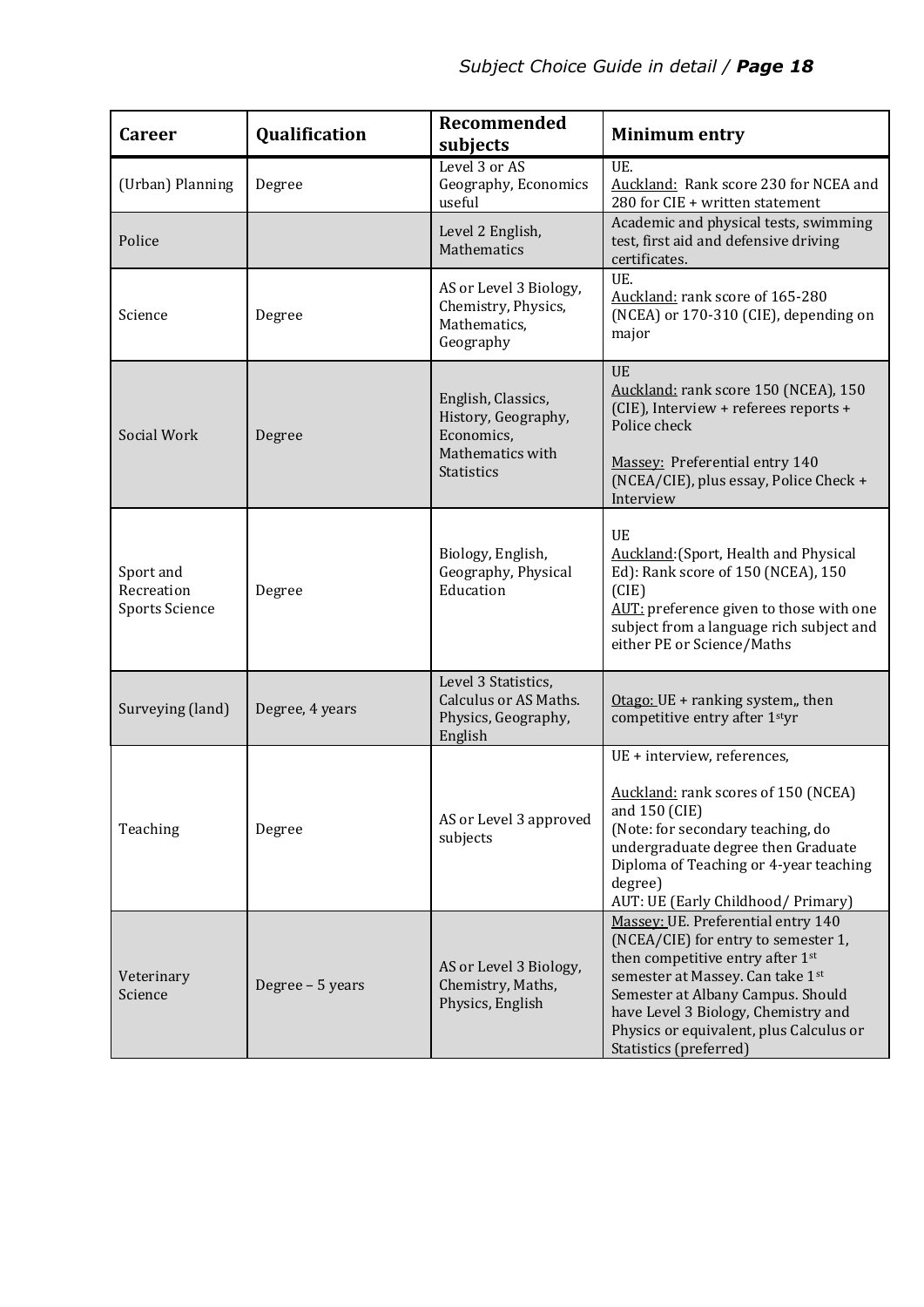| Career | Qualification | Recommended subjects | Minimum entry |
|---|---|---|---|
| (Urban) Planning | Degree | Level 3 or AS Geography, Economics useful | UE. Auckland: Rank score 230 for NCEA and 280 for CIE + written statement |
| Police | | Level 2 English, Mathematics | Academic and physical tests, swimming test, first aid and defensive driving certificates. |
| Science | Degree | AS or Level 3 Biology, Chemistry, Physics, Mathematics, Geography | UE. Auckland: rank score of 165-280 (NCEA) or 170-310 (CIE), depending on major |
| Social Work | Degree | English, Classics, History, Geography, Economics, Mathematics with Statistics | UE<br>Auckland: rank score 150 (NCEA), 150 (CIE), Interview + referees reports + Police check<br><br>Massey: Preferential entry 140 (NCEA/CIE), plus essay, Police Check + Interview |
| Sport and Recreation Sports Science | Degree | Biology, English, Geography, Physical Education | UE<br>Auckland:(Sport, Health and Physical Ed): Rank score of 150 (NCEA), 150 (CIE)<br>AUT: preference given to those with one subject from a language rich subject and either PE or Science/Maths |
| Surveying (land) | Degree, 4 years | Level 3 Statistics, Calculus or AS Maths. Physics, Geography, English | Otago: UE + ranking system,, then competitive entry after 1st yr |
| Teaching | Degree | AS or Level 3 approved subjects | UE + interview, references,<br><br>Auckland: rank scores of 150 (NCEA) and 150 (CIE)<br>(Note: for secondary teaching, do undergraduate degree then Graduate Diploma of Teaching or 4-year teaching degree)<br>AUT: UE (Early Childhood/ Primary) |
| Veterinary Science | Degree – 5 years | AS or Level 3 Biology, Chemistry, Maths, Physics, English | Massey: UE. Preferential entry 140 (NCEA/CIE) for entry to semester 1, then competitive entry after 1st semester at Massey. Can take 1st Semester at Albany Campus. Should have Level 3 Biology, Chemistry and Physics or equivalent, plus Calculus or Statistics (preferred) |